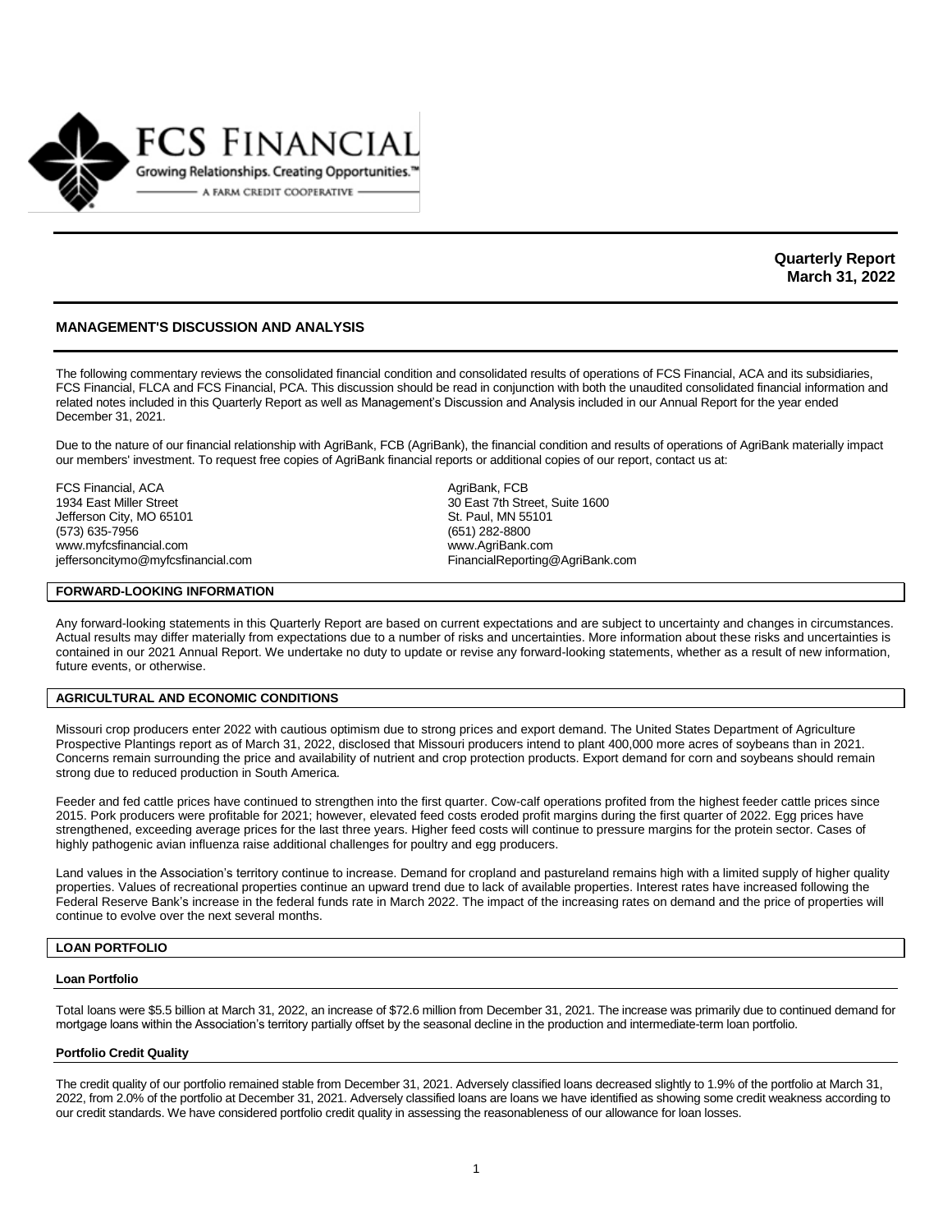FCS FINANCIAL

Growing Relationships. Creating Opportunities.™

A FARM CREDIT COOPERATIVE

**Quarterly Report**
**March 31, 2022**

## MANAGEMENT'S DISCUSSION AND ANALYSIS

The following commentary reviews the consolidated financial condition and consolidated results of operations of FCS Financial, ACA and its subsidiaries, FCS Financial, FLCA and FCS Financial, PCA. This discussion should be read in conjunction with both the unaudited consolidated financial information and related notes included in this Quarterly Report as well as Management's Discussion and Analysis included in our Annual Report for the year ended December 31, 2021.

Due to the nature of our financial relationship with AgriBank, FCB (AgriBank), the financial condition and results of operations of AgriBank materially impact our members' investment. To request free copies of AgriBank financial reports or additional copies of our report, contact us at:

FCS Financial, ACA
1934 East Miller Street
Jefferson City, MO 65101
(573) 635-7956
www.myfcsfinancial.com
jeffersoncitymo@myfcsfinancial.com

AgriBank, FCB
30 East 7th Street, Suite 1600
St. Paul, MN 55101
(651) 282-8800
www.AgriBank.com
FinancialReporting@AgriBank.com

### FORWARD-LOOKING INFORMATION

Any forward-looking statements in this Quarterly Report are based on current expectations and are subject to uncertainty and changes in circumstances. Actual results may differ materially from expectations due to a number of risks and uncertainties. More information about these risks and uncertainties is contained in our 2021 Annual Report. We undertake no duty to update or revise any forward-looking statements, whether as a result of new information, future events, or otherwise.

### AGRICULTURAL AND ECONOMIC CONDITIONS

Missouri crop producers enter 2022 with cautious optimism due to strong prices and export demand. The United States Department of Agriculture Prospective Plantings report as of March 31, 2022, disclosed that Missouri producers intend to plant 400,000 more acres of soybeans than in 2021. Concerns remain surrounding the price and availability of nutrient and crop protection products. Export demand for corn and soybeans should remain strong due to reduced production in South America.

Feeder and fed cattle prices have continued to strengthen into the first quarter. Cow-calf operations profited from the highest feeder cattle prices since 2015. Pork producers were profitable for 2021; however, elevated feed costs eroded profit margins during the first quarter of 2022. Egg prices have strengthened, exceeding average prices for the last three years. Higher feed costs will continue to pressure margins for the protein sector. Cases of highly pathogenic avian influenza raise additional challenges for poultry and egg producers.

Land values in the Association's territory continue to increase. Demand for cropland and pastureland remains high with a limited supply of higher quality properties. Values of recreational properties continue an upward trend due to lack of available properties. Interest rates have increased following the Federal Reserve Bank's increase in the federal funds rate in March 2022. The impact of the increasing rates on demand and the price of properties will continue to evolve over the next several months.

### LOAN PORTFOLIO

#### Loan Portfolio

Total loans were $5.5 billion at March 31, 2022, an increase of $72.6 million from December 31, 2021. The increase was primarily due to continued demand for mortgage loans within the Association's territory partially offset by the seasonal decline in the production and intermediate-term loan portfolio.

#### Portfolio Credit Quality

The credit quality of our portfolio remained stable from December 31, 2021. Adversely classified loans decreased slightly to 1.9% of the portfolio at March 31, 2022, from 2.0% of the portfolio at December 31, 2021. Adversely classified loans are loans we have identified as showing some credit weakness according to our credit standards. We have considered portfolio credit quality in assessing the reasonableness of our allowance for loan losses.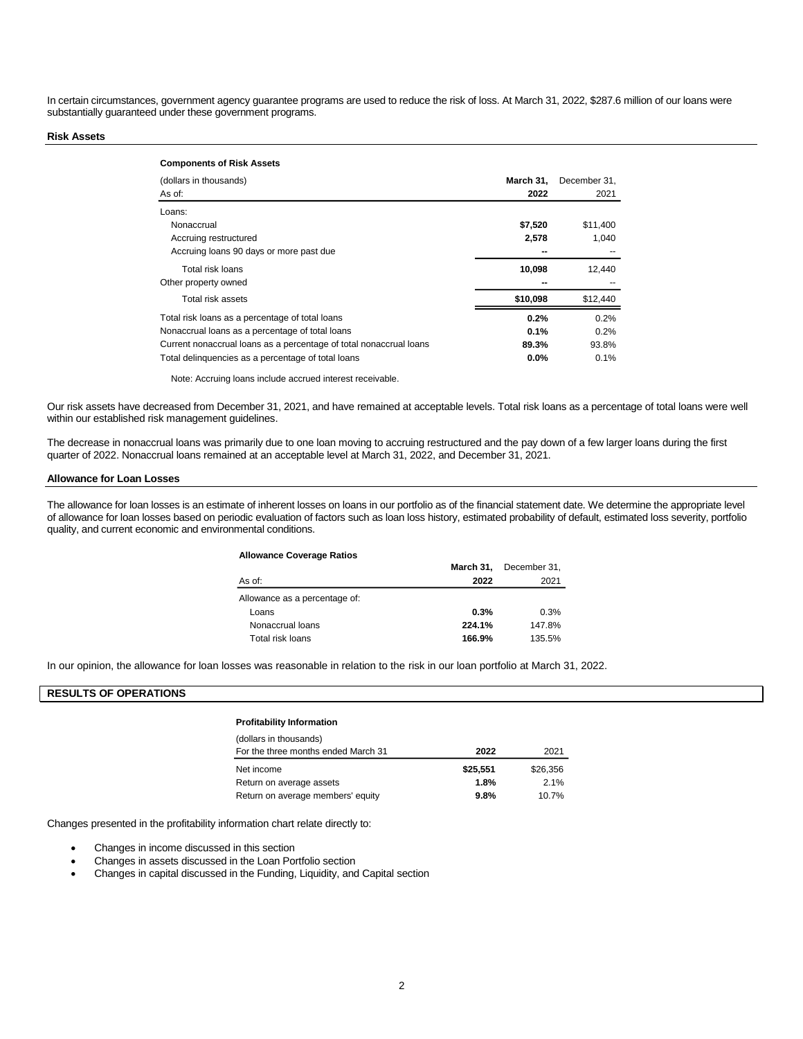In certain circumstances, government agency guarantee programs are used to reduce the risk of loss. At March 31, 2022, $287.6 million of our loans were substantially guaranteed under these government programs.

## Risk Assets

**Components of Risk Assets**

| (dollars in thousands) As of: | March 31, 2022 | December 31, 2021 |
|---|---|---|
| Loans: | | |
| Nonaccrual | $7,520 | $11,400 |
| Accruing restructured | 2,578 | 1,040 |
| Accruing loans 90 days or more past due | -- | -- |
| Total risk loans | 10,098 | 12,440 |
| Other property owned | -- | -- |
| Total risk assets | $10,098 | $12,440 |
| Total risk loans as a percentage of total loans | 0.2% | 0.2% |
| Nonaccrual loans as a percentage of total loans | 0.1% | 0.2% |
| Current nonaccrual loans as a percentage of total nonaccrual loans | 89.3% | 93.8% |
| Total delinquencies as a percentage of total loans | 0.0% | 0.1% |

Note: Accruing loans include accrued interest receivable.

Our risk assets have decreased from December 31, 2021, and have remained at acceptable levels. Total risk loans as a percentage of total loans were well within our established risk management guidelines.

The decrease in nonaccrual loans was primarily due to one loan moving to accruing restructured and the pay down of a few larger loans during the first quarter of 2022. Nonaccrual loans remained at an acceptable level at March 31, 2022, and December 31, 2021.

## Allowance for Loan Losses

The allowance for loan losses is an estimate of inherent losses on loans in our portfolio as of the financial statement date. We determine the appropriate level of allowance for loan losses based on periodic evaluation of factors such as loan loss history, estimated probability of default, estimated loss severity, portfolio quality, and current economic and environmental conditions.

**Allowance Coverage Ratios**

| As of: | March 31, 2022 | December 31, 2021 |
|---|---|---|
| Allowance as a percentage of: | | |
| Loans | 0.3% | 0.3% |
| Nonaccrual loans | 224.1% | 147.8% |
| Total risk loans | 166.9% | 135.5% |

In our opinion, the allowance for loan losses was reasonable in relation to the risk in our loan portfolio at March 31, 2022.

# RESULTS OF OPERATIONS

**Profitability Information**

| (dollars in thousands) For the three months ended March 31 | 2022 | 2021 |
|---|---|---|
| Net income | $25,551 | $26,356 |
| Return on average assets | 1.8% | 2.1% |
| Return on average members' equity | 9.8% | 10.7% |

Changes presented in the profitability information chart relate directly to:

- Changes in income discussed in this section
- Changes in assets discussed in the Loan Portfolio section
- Changes in capital discussed in the Funding, Liquidity, and Capital section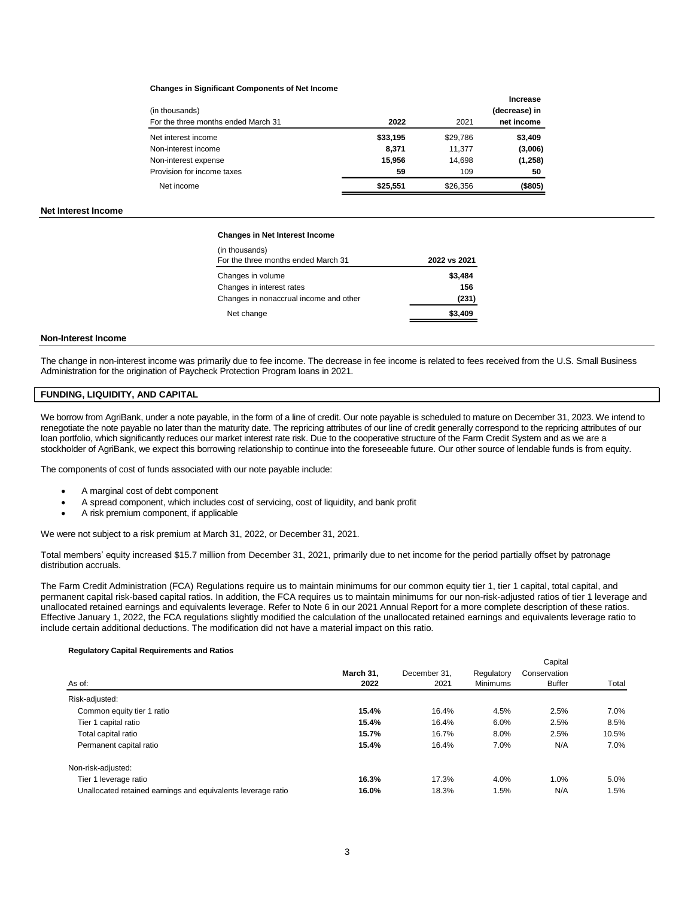**Changes in Significant Components of Net Income**

| (in thousands)<br>For the three months ended March 31 | 2022 | 2021 | Increase (decrease) in net income |
|---|---|---|---|
| Net interest income | $33,195 | $29,786 | $3,409 |
| Non-interest income | 8,371 | 11,377 | (3,006) |
| Non-interest expense | 15,956 | 14,698 | (1,258) |
| Provision for income taxes | 59 | 109 | 50 |
| Net income | $25,551 | $26,356 | ($805) |

### Net Interest Income

**Changes in Net Interest Income**

| (in thousands)<br>For the three months ended March 31 | 2022 vs 2021 |
|---|---|
| Changes in volume | $3,484 |
| Changes in interest rates | 156 |
| Changes in nonaccrual income and other | (231) |
| Net change | $3,409 |

### Non-Interest Income

The change in non-interest income was primarily due to fee income. The decrease in fee income is related to fees received from the U.S. Small Business Administration for the origination of Paycheck Protection Program loans in 2021.

## FUNDING, LIQUIDITY, AND CAPITAL

We borrow from AgriBank, under a note payable, in the form of a line of credit. Our note payable is scheduled to mature on December 31, 2023. We intend to renegotiate the note payable no later than the maturity date. The repricing attributes of our line of credit generally correspond to the repricing attributes of our loan portfolio, which significantly reduces our market interest rate risk. Due to the cooperative structure of the Farm Credit System and as we are a stockholder of AgriBank, we expect this borrowing relationship to continue into the foreseeable future. Our other source of lendable funds is from equity.

The components of cost of funds associated with our note payable include:

- A marginal cost of debt component
- A spread component, which includes cost of servicing, cost of liquidity, and bank profit
- A risk premium component, if applicable

We were not subject to a risk premium at March 31, 2022, or December 31, 2021.

Total members' equity increased $15.7 million from December 31, 2021, primarily due to net income for the period partially offset by patronage distribution accruals.

The Farm Credit Administration (FCA) Regulations require us to maintain minimums for our common equity tier 1, tier 1 capital, total capital, and permanent capital risk-based capital ratios. In addition, the FCA requires us to maintain minimums for our non-risk-adjusted ratios of tier 1 leverage and unallocated retained earnings and equivalents leverage. Refer to Note 6 in our 2021 Annual Report for a more complete description of these ratios. Effective January 1, 2022, the FCA regulations slightly modified the calculation of the unallocated retained earnings and equivalents leverage ratio to include certain additional deductions. The modification did not have a material impact on this ratio.

**Regulatory Capital Requirements and Ratios**

| As of: | March 31, 2022 | December 31, 2021 | Regulatory Minimums | Capital Conservation Buffer | Total |
|---|---|---|---|---|---|
| Risk-adjusted: | | | | | |
| Common equity tier 1 ratio | 15.4% | 16.4% | 4.5% | 2.5% | 7.0% |
| Tier 1 capital ratio | 15.4% | 16.4% | 6.0% | 2.5% | 8.5% |
| Total capital ratio | 15.7% | 16.7% | 8.0% | 2.5% | 10.5% |
| Permanent capital ratio | 15.4% | 16.4% | 7.0% | N/A | 7.0% |
| Non-risk-adjusted: | | | | | |
| Tier 1 leverage ratio | 16.3% | 17.3% | 4.0% | 1.0% | 5.0% |
| Unallocated retained earnings and equivalents leverage ratio | 16.0% | 18.3% | 1.5% | N/A | 1.5% |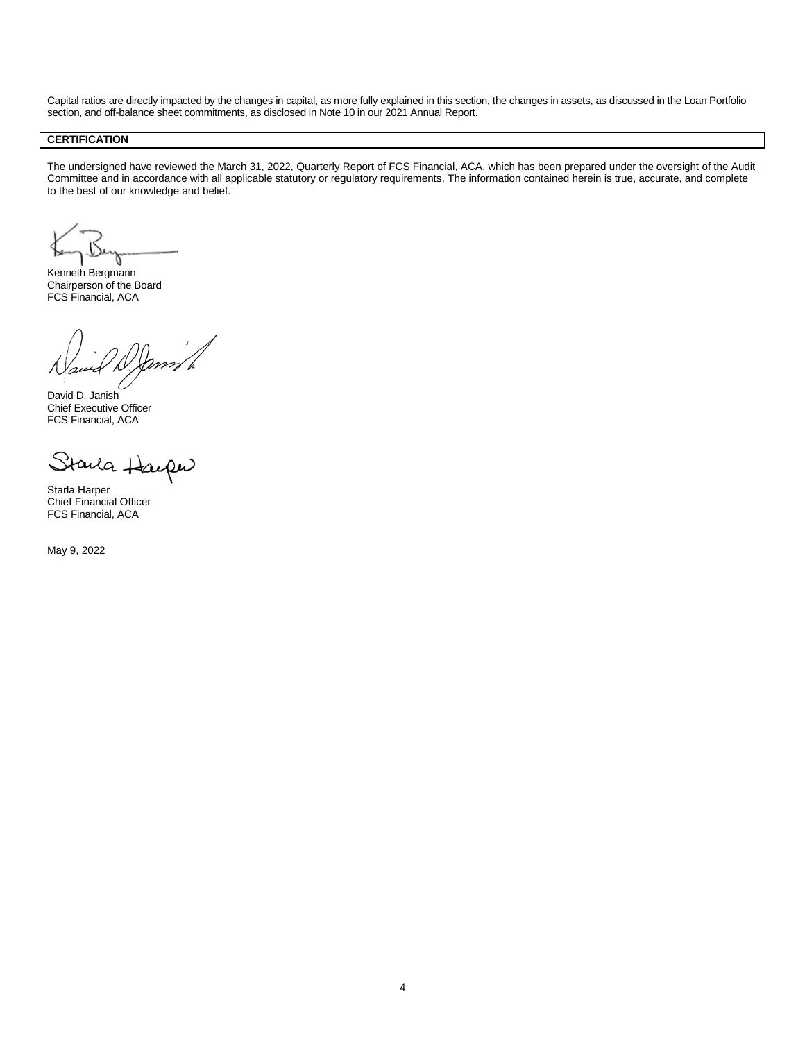Capital ratios are directly impacted by the changes in capital, as more fully explained in this section, the changes in assets, as discussed in the Loan Portfolio section, and off-balance sheet commitments, as disclosed in Note 10 in our 2021 Annual Report.

## CERTIFICATION

The undersigned have reviewed the March 31, 2022, Quarterly Report of FCS Financial, ACA, which has been prepared under the oversight of the Audit Committee and in accordance with all applicable statutory or regulatory requirements. The information contained herein is true, accurate, and complete to the best of our knowledge and belief.

Kenneth Bergmann
Chairperson of the Board
FCS Financial, ACA

David D. Janish
Chief Executive Officer
FCS Financial, ACA

Starla Harper
Chief Financial Officer
FCS Financial, ACA

May 9, 2022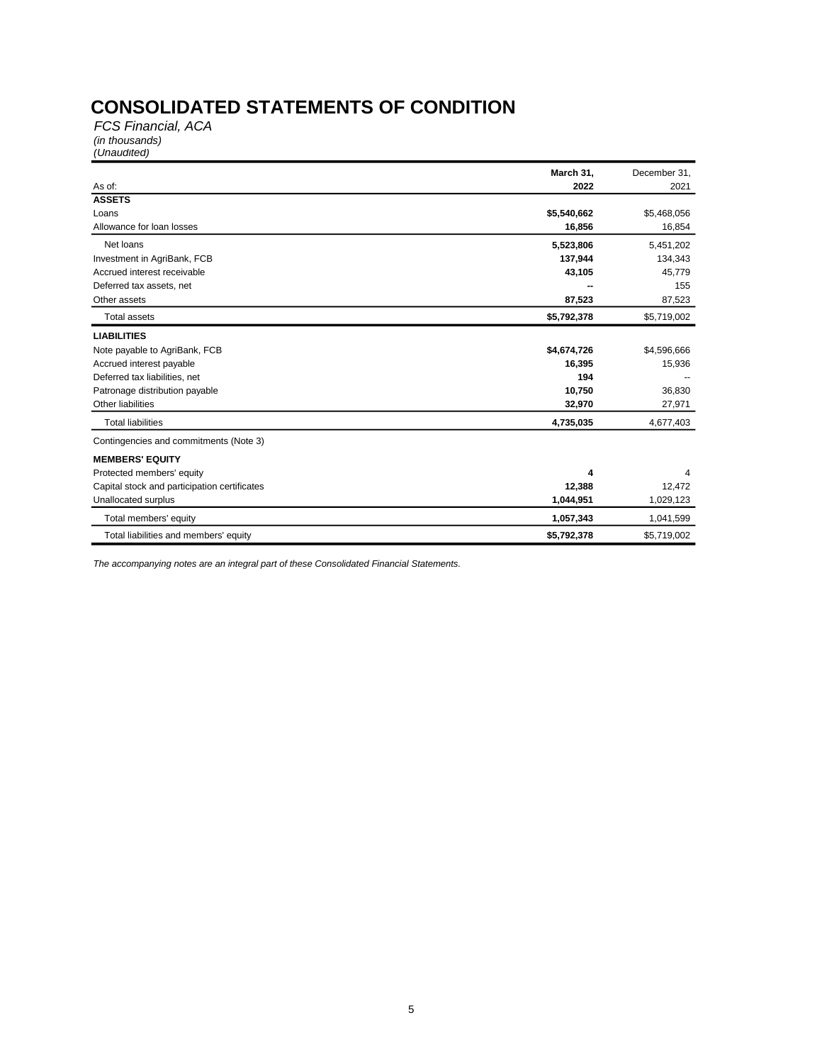# CONSOLIDATED STATEMENTS OF CONDITION

*FCS Financial, ACA*
*(in thousands)*
*(Unaudited)*

| As of: | March 31, 2022 | December 31, 2021 |
|---|---|---|
| **ASSETS** | | |
| Loans | **$5,540,662** | $5,468,056 |
| Allowance for loan losses | **16,856** | 16,854 |
| Net loans | **5,523,806** | 5,451,202 |
| Investment in AgriBank, FCB | **137,944** | 134,343 |
| Accrued interest receivable | **43,105** | 45,779 |
| Deferred tax assets, net | **--** | 155 |
| Other assets | **87,523** | 87,523 |
| Total assets | **$5,792,378** | $5,719,002 |
| **LIABILITIES** | | |
| Note payable to AgriBank, FCB | **$4,674,726** | $4,596,666 |
| Accrued interest payable | **16,395** | 15,936 |
| Deferred tax liabilities, net | **194** | -- |
| Patronage distribution payable | **10,750** | 36,830 |
| Other liabilities | **32,970** | 27,971 |
| Total liabilities | **4,735,035** | 4,677,403 |
| Contingencies and commitments (Note 3) | | |
| **MEMBERS' EQUITY** | | |
| Protected members' equity | **4** | 4 |
| Capital stock and participation certificates | **12,388** | 12,472 |
| Unallocated surplus | **1,044,951** | 1,029,123 |
| Total members' equity | **1,057,343** | 1,041,599 |
| Total liabilities and members' equity | **$5,792,378** | $5,719,002 |

*The accompanying notes are an integral part of these Consolidated Financial Statements.*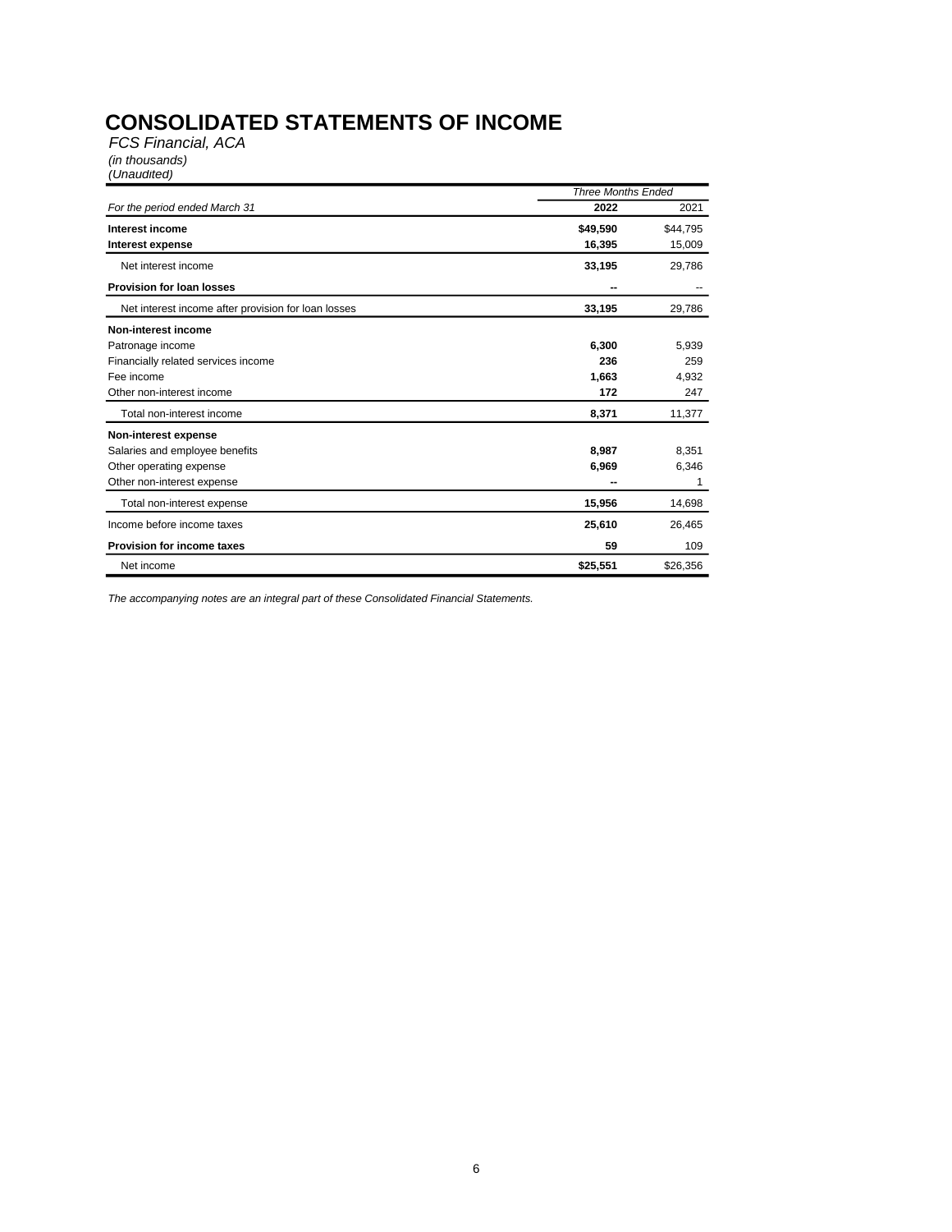# CONSOLIDATED STATEMENTS OF INCOME

*FCS Financial, ACA*
*(in thousands)*
*(Unaudited)*

| | Three Months Ended | |
|---|---|---|
| *For the period ended March 31* | **2022** | 2021 |
| **Interest income** | **$49,590** | $44,795 |
| **Interest expense** | **16,395** | 15,009 |
| Net interest income | **33,195** | 29,786 |
| **Provision for loan losses** | **--** | -- |
| Net interest income after provision for loan losses | **33,195** | 29,786 |
| **Non-interest income** | | |
| Patronage income | **6,300** | 5,939 |
| Financially related services income | **236** | 259 |
| Fee income | **1,663** | 4,932 |
| Other non-interest income | **172** | 247 |
| Total non-interest income | **8,371** | 11,377 |
| **Non-interest expense** | | |
| Salaries and employee benefits | **8,987** | 8,351 |
| Other operating expense | **6,969** | 6,346 |
| Other non-interest expense | **--** | 1 |
| Total non-interest expense | **15,956** | 14,698 |
| Income before income taxes | **25,610** | 26,465 |
| **Provision for income taxes** | **59** | 109 |
| Net income | **$25,551** | $26,356 |

*The accompanying notes are an integral part of these Consolidated Financial Statements.*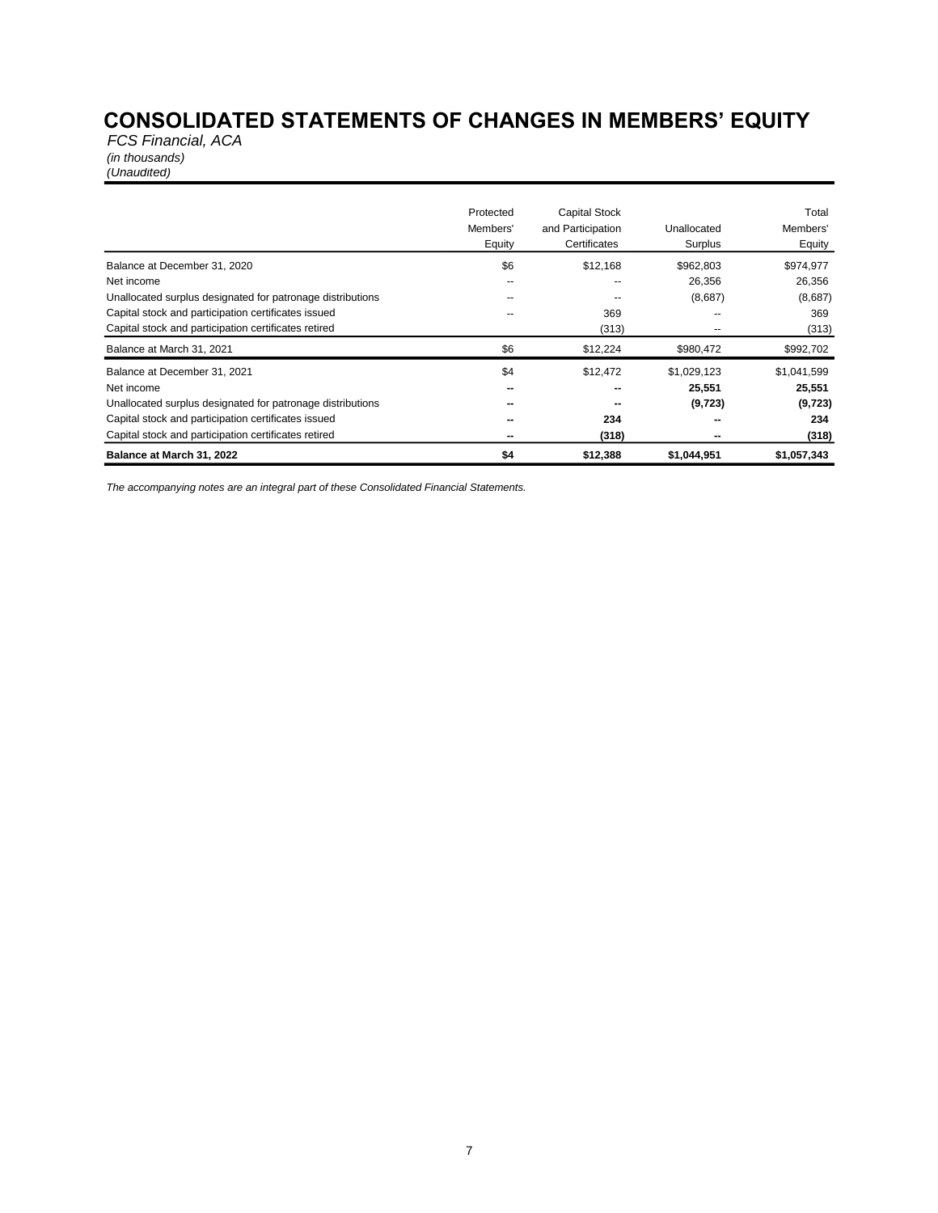# CONSOLIDATED STATEMENTS OF CHANGES IN MEMBERS' EQUITY

*FCS Financial, ACA*
*(in thousands)*
*(Unaudited)*

| | Protected Members' Equity | Capital Stock and Participation Certificates | Unallocated Surplus | Total Members' Equity |
|---|---|---|---|---|
| Balance at December 31, 2020 | $6 | $12,168 | $962,803 | $974,977 |
| Net income | -- | -- | 26,356 | 26,356 |
| Unallocated surplus designated for patronage distributions | -- | -- | (8,687) | (8,687) |
| Capital stock and participation certificates issued | -- | 369 | -- | 369 |
| Capital stock and participation certificates retired | | (313) | -- | (313) |
| Balance at March 31, 2021 | $6 | $12,224 | $980,472 | $992,702 |
| Balance at December 31, 2021 | $4 | $12,472 | $1,029,123 | $1,041,599 |
| Net income | **--** | **--** | **25,551** | **25,551** |
| Unallocated surplus designated for patronage distributions | **--** | **--** | **(9,723)** | **(9,723)** |
| Capital stock and participation certificates issued | **--** | **234** | **--** | **234** |
| Capital stock and participation certificates retired | **--** | **(318)** | **--** | **(318)** |
| **Balance at March 31, 2022** | **$4** | **$12,388** | **$1,044,951** | **$1,057,343** |

*The accompanying notes are an integral part of these Consolidated Financial Statements.*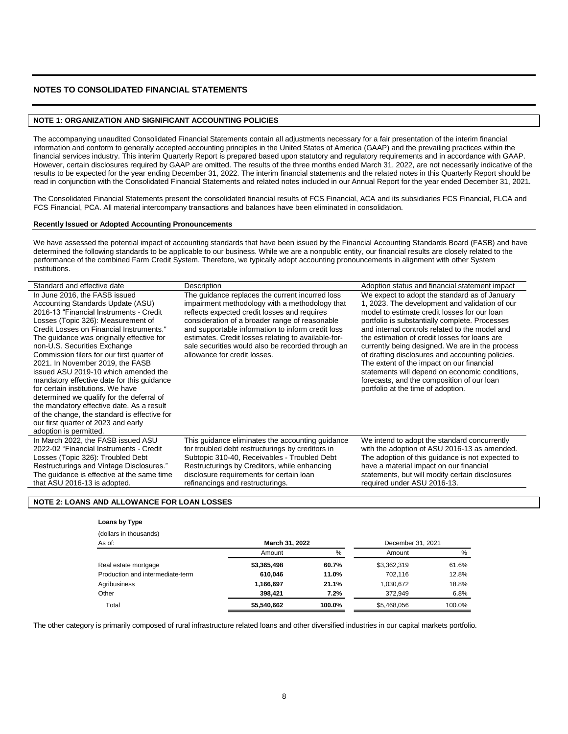## NOTES TO CONSOLIDATED FINANCIAL STATEMENTS

### NOTE 1: ORGANIZATION AND SIGNIFICANT ACCOUNTING POLICIES

The accompanying unaudited Consolidated Financial Statements contain all adjustments necessary for a fair presentation of the interim financial information and conform to generally accepted accounting principles in the United States of America (GAAP) and the prevailing practices within the financial services industry. This interim Quarterly Report is prepared based upon statutory and regulatory requirements and in accordance with GAAP. However, certain disclosures required by GAAP are omitted. The results of the three months ended March 31, 2022, are not necessarily indicative of the results to be expected for the year ending December 31, 2022. The interim financial statements and the related notes in this Quarterly Report should be read in conjunction with the Consolidated Financial Statements and related notes included in our Annual Report for the year ended December 31, 2021.

The Consolidated Financial Statements present the consolidated financial results of FCS Financial, ACA and its subsidiaries FCS Financial, FLCA and FCS Financial, PCA. All material intercompany transactions and balances have been eliminated in consolidation.

#### Recently Issued or Adopted Accounting Pronouncements

We have assessed the potential impact of accounting standards that have been issued by the Financial Accounting Standards Board (FASB) and have determined the following standards to be applicable to our business. While we are a nonpublic entity, our financial results are closely related to the performance of the combined Farm Credit System. Therefore, we typically adopt accounting pronouncements in alignment with other System institutions.

| Standard and effective date | Description | Adoption status and financial statement impact |
|---|---|---|
| In June 2016, the FASB issued Accounting Standards Update (ASU) 2016-13 "Financial Instruments - Credit Losses (Topic 326): Measurement of Credit Losses on Financial Instruments." The guidance was originally effective for non-U.S. Securities Exchange Commission filers for our first quarter of 2021. In November 2019, the FASB issued ASU 2019-10 which amended the mandatory effective date for this guidance for certain institutions. We have determined we qualify for the deferral of the mandatory effective date. As a result of the change, the standard is effective for our first quarter of 2023 and early adoption is permitted. | The guidance replaces the current incurred loss impairment methodology with a methodology that reflects expected credit losses and requires consideration of a broader range of reasonable and supportable information to inform credit loss estimates. Credit losses relating to available-for-sale securities would also be recorded through an allowance for credit losses. | We expect to adopt the standard as of January 1, 2023. The development and validation of our model to estimate credit losses for our loan portfolio is substantially complete. Processes and internal controls related to the model and the estimation of credit losses for loans are currently being designed. We are in the process of drafting disclosures and accounting policies. The extent of the impact on our financial statements will depend on economic conditions, forecasts, and the composition of our loan portfolio at the time of adoption. |
| In March 2022, the FASB issued ASU 2022-02 "Financial Instruments - Credit Losses (Topic 326): Troubled Debt Restructurings and Vintage Disclosures." The guidance is effective at the same time that ASU 2016-13 is adopted. | This guidance eliminates the accounting guidance for troubled debt restructurings by creditors in Subtopic 310-40, Receivables - Troubled Debt Restructurings by Creditors, while enhancing disclosure requirements for certain loan refinancings and restructurings. | We intend to adopt the standard concurrently with the adoption of ASU 2016-13 as amended. The adoption of this guidance is not expected to have a material impact on our financial statements, but will modify certain disclosures required under ASU 2016-13. |

### NOTE 2: LOANS AND ALLOWANCE FOR LOAN LOSSES

**Loans by Type**

(dollars in thousands)

| As of: | March 31, 2022 | | December 31, 2021 | |
|---|---|---|---|---|
| | Amount | % | Amount | % |
| Real estate mortgage | **$3,365,498** | **60.7%** | $3,362,319 | 61.6% |
| Production and intermediate-term | **610,046** | **11.0%** | 702,116 | 12.8% |
| Agribusiness | **1,166,697** | **21.1%** | 1,030,672 | 18.8% |
| Other | **398,421** | **7.2%** | 372,949 | 6.8% |
| Total | **$5,540,662** | **100.0%** | $5,468,056 | 100.0% |

The other category is primarily composed of rural infrastructure related loans and other diversified industries in our capital markets portfolio.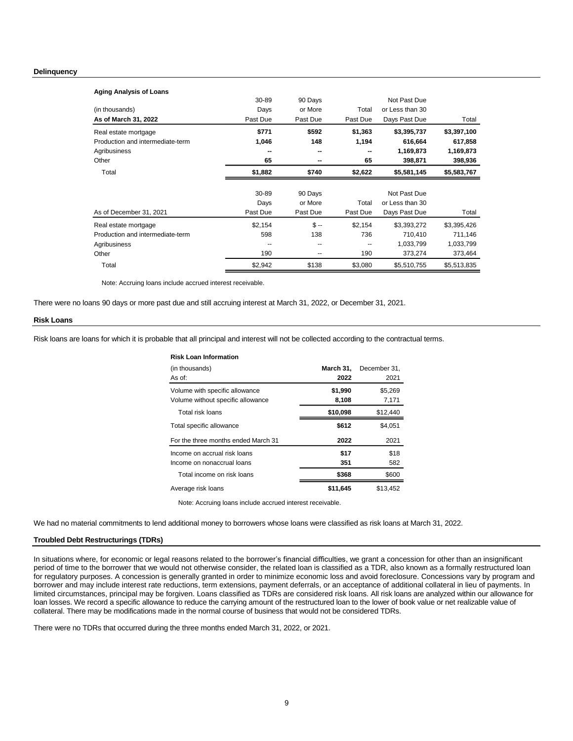### Delinquency

**Aging Analysis of Loans**

| (in thousands) As of March 31, 2022 | 30-89 Days Past Due | 90 Days or More Past Due | Total Past Due | Not Past Due or Less than 30 Days Past Due | Total |
|---|---|---|---|---|---|
| Real estate mortgage | **$771** | **$592** | **$1,363** | **$3,395,737** | **$3,397,100** |
| Production and intermediate-term | **1,046** | **148** | **1,194** | **616,664** | **617,858** |
| Agribusiness | **--** | **--** | **--** | **1,169,873** | **1,169,873** |
| Other | **65** | **--** | **65** | **398,871** | **398,936** |
| Total | **$1,882** | **$740** | **$2,622** | **$5,581,145** | **$5,583,767** |

| As of December 31, 2021 | 30-89 Days Past Due | 90 Days or More Past Due | Total Past Due | Not Past Due or Less than 30 Days Past Due | Total |
|---|---|---|---|---|---|
| Real estate mortgage | $2,154 | $ -- | $2,154 | $3,393,272 | $3,395,426 |
| Production and intermediate-term | 598 | 138 | 736 | 710,410 | 711,146 |
| Agribusiness | -- | -- | -- | 1,033,799 | 1,033,799 |
| Other | 190 | -- | 190 | 373,274 | 373,464 |
| Total | $2,942 | $138 | $3,080 | $5,510,755 | $5,513,835 |

Note: Accruing loans include accrued interest receivable.

There were no loans 90 days or more past due and still accruing interest at March 31, 2022, or December 31, 2021.

### Risk Loans

Risk loans are loans for which it is probable that all principal and interest will not be collected according to the contractual terms.

**Risk Loan Information**

| (in thousands) As of: | March 31, 2022 | December 31, 2021 |
|---|---|---|
| Volume with specific allowance | **$1,990** | $5,269 |
| Volume without specific allowance | **8,108** | 7,171 |
| Total risk loans | **$10,098** | $12,440 |
| Total specific allowance | **$612** | $4,051 |
| For the three months ended March 31 | **2022** | 2021 |
| Income on accrual risk loans | **$17** | $18 |
| Income on nonaccrual loans | **351** | 582 |
| Total income on risk loans | **$368** | $600 |
| Average risk loans | **$11,645** | $13,452 |

Note: Accruing loans include accrued interest receivable.

We had no material commitments to lend additional money to borrowers whose loans were classified as risk loans at March 31, 2022.

### Troubled Debt Restructurings (TDRs)

In situations where, for economic or legal reasons related to the borrower's financial difficulties, we grant a concession for other than an insignificant period of time to the borrower that we would not otherwise consider, the related loan is classified as a TDR, also known as a formally restructured loan for regulatory purposes. A concession is generally granted in order to minimize economic loss and avoid foreclosure. Concessions vary by program and borrower and may include interest rate reductions, term extensions, payment deferrals, or an acceptance of additional collateral in lieu of payments. In limited circumstances, principal may be forgiven. Loans classified as TDRs are considered risk loans. All risk loans are analyzed within our allowance for loan losses. We record a specific allowance to reduce the carrying amount of the restructured loan to the lower of book value or net realizable value of collateral. There may be modifications made in the normal course of business that would not be considered TDRs.

There were no TDRs that occurred during the three months ended March 31, 2022, or 2021.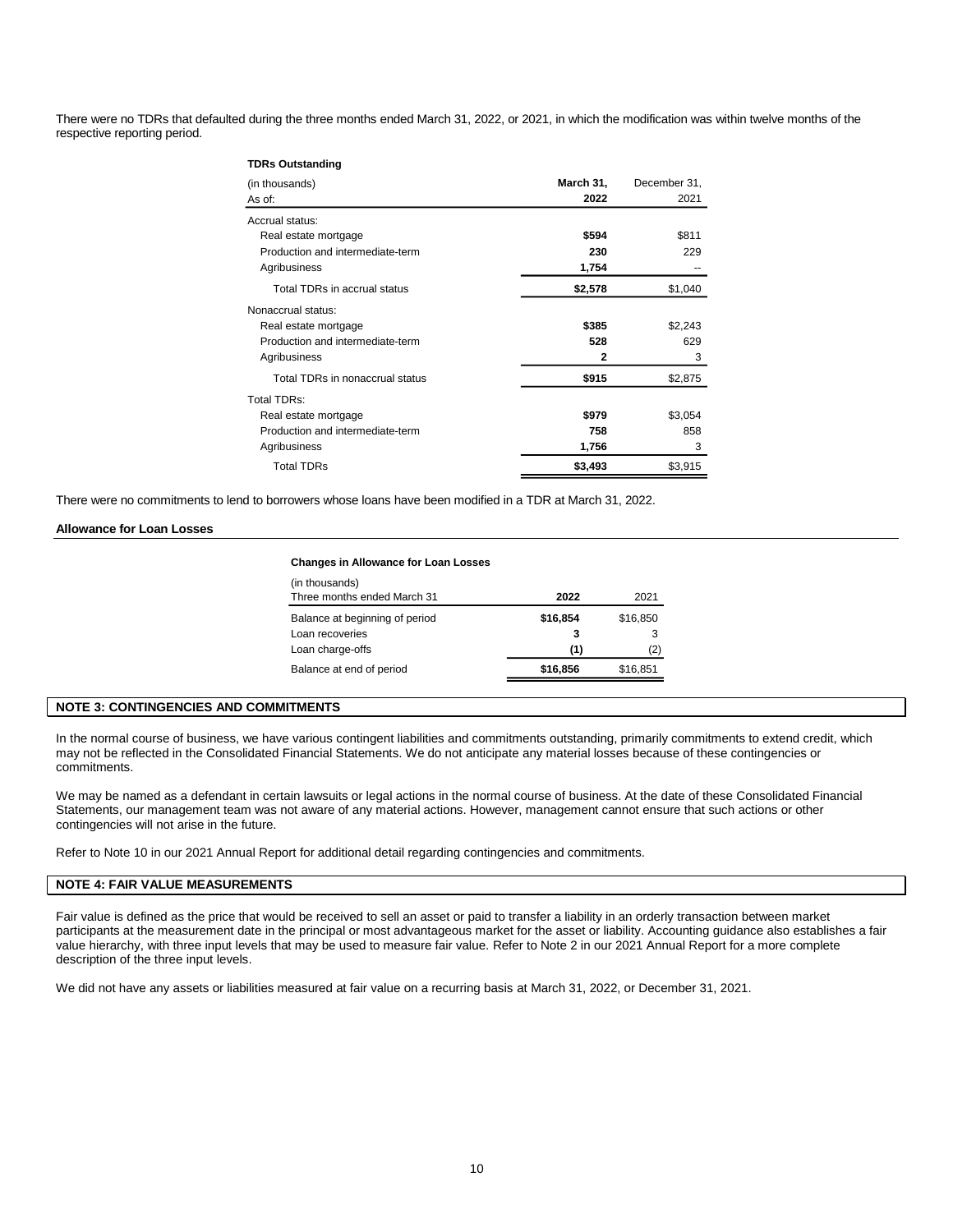There were no TDRs that defaulted during the three months ended March 31, 2022, or 2021, in which the modification was within twelve months of the respective reporting period.

**TDRs Outstanding**

| (in thousands)<br>As of: | March 31, 2022 | December 31, 2021 |
|---|---|---|
| Accrual status: | | |
| Real estate mortgage | $594 | $811 |
| Production and intermediate-term | 230 | 229 |
| Agribusiness | 1,754 | -- |
| Total TDRs in accrual status | $2,578 | $1,040 |
| Nonaccrual status: | | |
| Real estate mortgage | $385 | $2,243 |
| Production and intermediate-term | 528 | 629 |
| Agribusiness | 2 | 3 |
| Total TDRs in nonaccrual status | $915 | $2,875 |
| Total TDRs: | | |
| Real estate mortgage | $979 | $3,054 |
| Production and intermediate-term | 758 | 858 |
| Agribusiness | 1,756 | 3 |
| Total TDRs | $3,493 | $3,915 |

There were no commitments to lend to borrowers whose loans have been modified in a TDR at March 31, 2022.

### Allowance for Loan Losses

**Changes in Allowance for Loan Losses**

| (in thousands)<br>Three months ended March 31 | 2022 | 2021 |
|---|---|---|
| Balance at beginning of period | $16,854 | $16,850 |
| Loan recoveries | 3 | 3 |
| Loan charge-offs | (1) | (2) |
| Balance at end of period | $16,856 | $16,851 |

## NOTE 3: CONTINGENCIES AND COMMITMENTS

In the normal course of business, we have various contingent liabilities and commitments outstanding, primarily commitments to extend credit, which may not be reflected in the Consolidated Financial Statements. We do not anticipate any material losses because of these contingencies or commitments.

We may be named as a defendant in certain lawsuits or legal actions in the normal course of business. At the date of these Consolidated Financial Statements, our management team was not aware of any material actions. However, management cannot ensure that such actions or other contingencies will not arise in the future.

Refer to Note 10 in our 2021 Annual Report for additional detail regarding contingencies and commitments.

## NOTE 4: FAIR VALUE MEASUREMENTS

Fair value is defined as the price that would be received to sell an asset or paid to transfer a liability in an orderly transaction between market participants at the measurement date in the principal or most advantageous market for the asset or liability. Accounting guidance also establishes a fair value hierarchy, with three input levels that may be used to measure fair value. Refer to Note 2 in our 2021 Annual Report for a more complete description of the three input levels.

We did not have any assets or liabilities measured at fair value on a recurring basis at March 31, 2022, or December 31, 2021.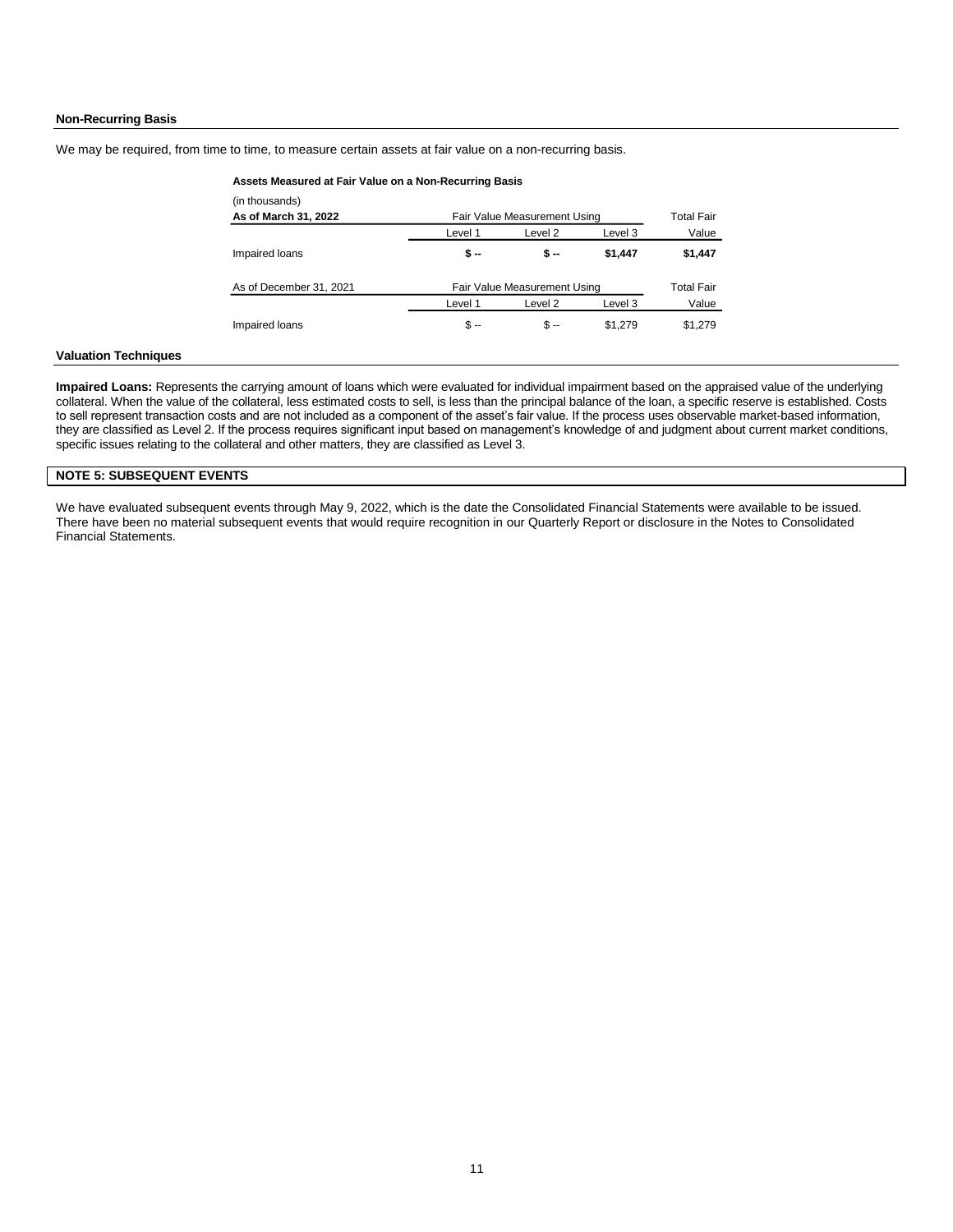### Non-Recurring Basis

We may be required, from time to time, to measure certain assets at fair value on a non-recurring basis.

**Assets Measured at Fair Value on a Non-Recurring Basis**

(in thousands)

| **As of March 31, 2022** | Fair Value Measurement Using | | | Total Fair |
|---|---|---|---|---|
| | Level 1 | Level 2 | Level 3 | Value |
| Impaired loans | **$ --** | **$ --** | **$1,447** | **$1,447** |

| As of December 31, 2021 | Fair Value Measurement Using | | | Total Fair |
|---|---|---|---|---|
| | Level 1 | Level 2 | Level 3 | Value |
| Impaired loans | $ -- | $ -- | $1,279 | $1,279 |

### Valuation Techniques

**Impaired Loans:** Represents the carrying amount of loans which were evaluated for individual impairment based on the appraised value of the underlying collateral. When the value of the collateral, less estimated costs to sell, is less than the principal balance of the loan, a specific reserve is established. Costs to sell represent transaction costs and are not included as a component of the asset's fair value. If the process uses observable market-based information, they are classified as Level 2. If the process requires significant input based on management's knowledge of and judgment about current market conditions, specific issues relating to the collateral and other matters, they are classified as Level 3.

## NOTE 5: SUBSEQUENT EVENTS

We have evaluated subsequent events through May 9, 2022, which is the date the Consolidated Financial Statements were available to be issued. There have been no material subsequent events that would require recognition in our Quarterly Report or disclosure in the Notes to Consolidated Financial Statements.